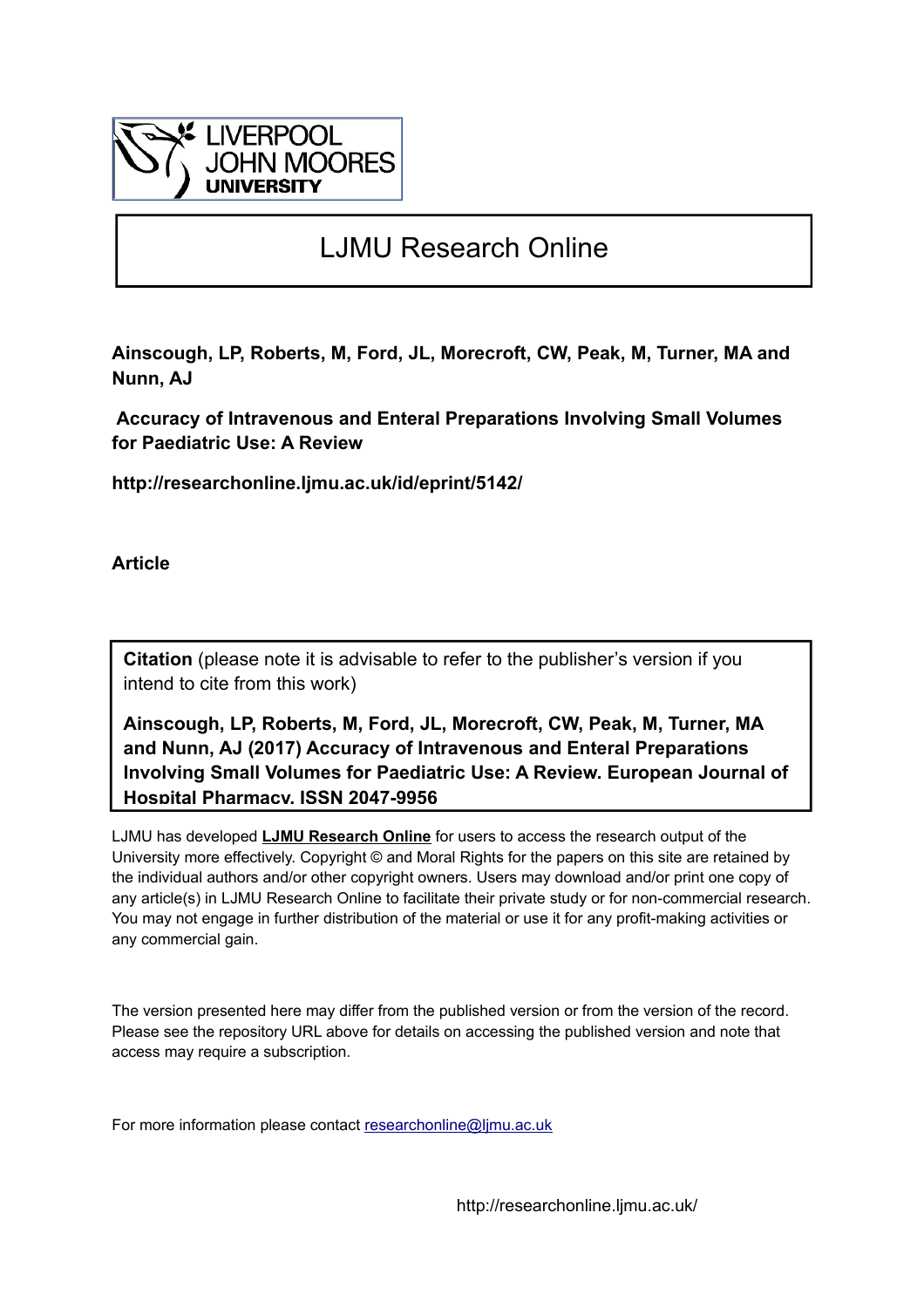LIVERPOOL JOHN MOORES UNIVERSITY

# LJMU Research Online

**Ainscough, LP, Roberts, M, Ford, JL, Morecroft, CW, Peak, M, Turner, MA and Nunn, AJ**

**Accuracy of Intravenous and Enteral Preparations Involving Small Volumes for Paediatric Use: A Review**

**http://researchonline.ljmu.ac.uk/id/eprint/5142/**

**Article**

**Citation** (please note it is advisable to refer to the publisher's version if you intend to cite from this work)

**Ainscough, LP, Roberts, M, Ford, JL, Morecroft, CW, Peak, M, Turner, MA and Nunn, AJ (2017) Accuracy of Intravenous and Enteral Preparations Involving Small Volumes for Paediatric Use: A Review. European Journal of Hospital Pharmacy. ISSN 2047-9956**

LJMU has developed **LJMU Research Online** for users to access the research output of the University more effectively. Copyright © and Moral Rights for the papers on this site are retained by the individual authors and/or other copyright owners. Users may download and/or print one copy of any article(s) in LJMU Research Online to facilitate their private study or for non-commercial research. You may not engage in further distribution of the material or use it for any profit-making activities or any commercial gain.

The version presented here may differ from the published version or from the version of the record. Please see the repository URL above for details on accessing the published version and note that access may require a subscription.

For more information please contact researchonline@ljmu.ac.uk

http://researchonline.ljmu.ac.uk/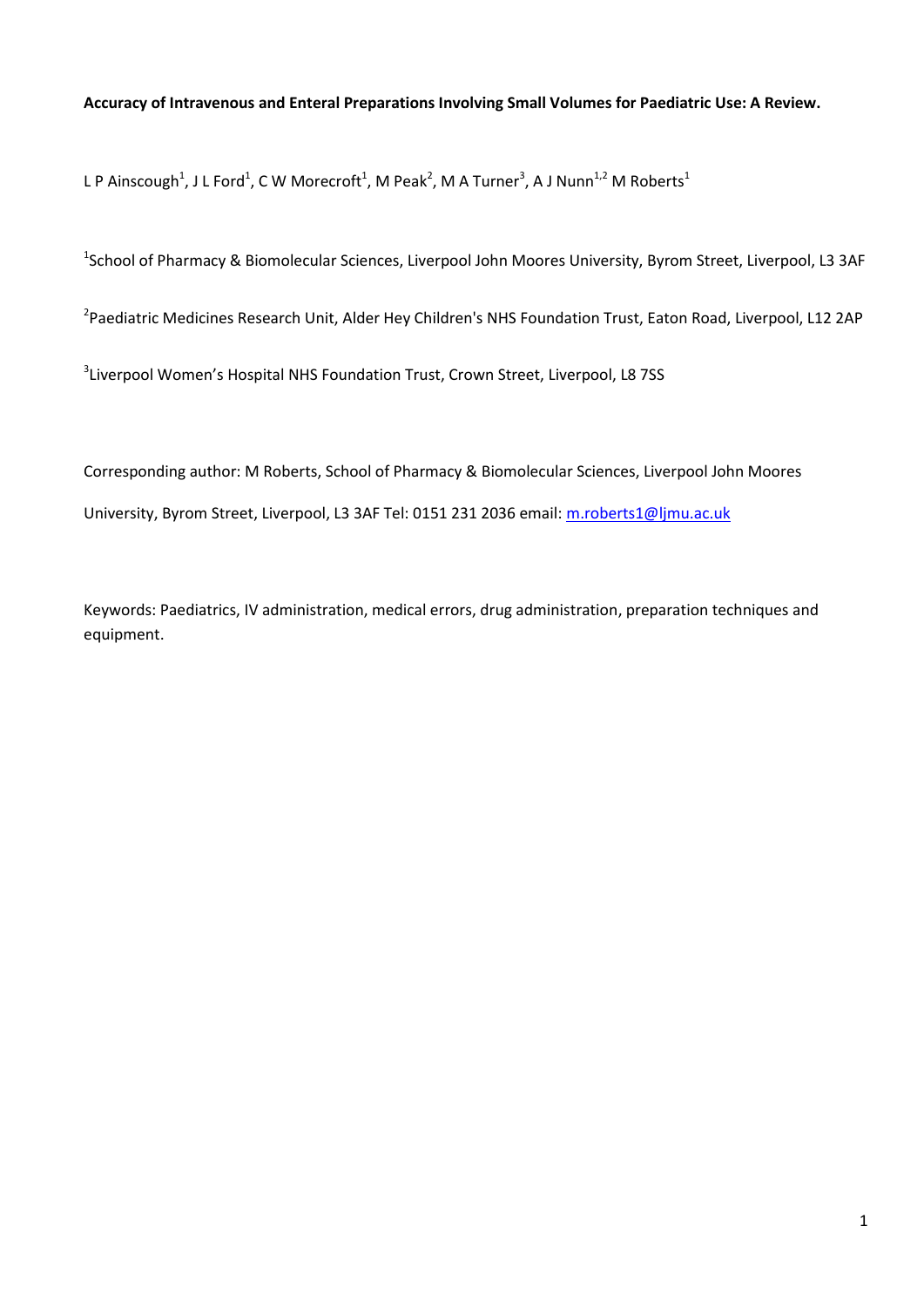**Accuracy of Intravenous and Enteral Preparations Involving Small Volumes for Paediatric Use: A Review.**

L P Ainscough[1], J L Ford[1], C W Morecroft[1], M Peak[2], M A Turner[3], A J Nunn[1,2] M Roberts[1]

[1]School of Pharmacy & Biomolecular Sciences, Liverpool John Moores University, Byrom Street, Liverpool, L3 3AF

[2]Paediatric Medicines Research Unit, Alder Hey Children's NHS Foundation Trust, Eaton Road, Liverpool, L12 2AP

[3]Liverpool Women's Hospital NHS Foundation Trust, Crown Street, Liverpool, L8 7SS

Corresponding author: M Roberts, School of Pharmacy & Biomolecular Sciences, Liverpool John Moores University, Byrom Street, Liverpool, L3 3AF Tel: 0151 231 2036 email: m.roberts1@ljmu.ac.uk

Keywords: Paediatrics, IV administration, medical errors, drug administration, preparation techniques and equipment.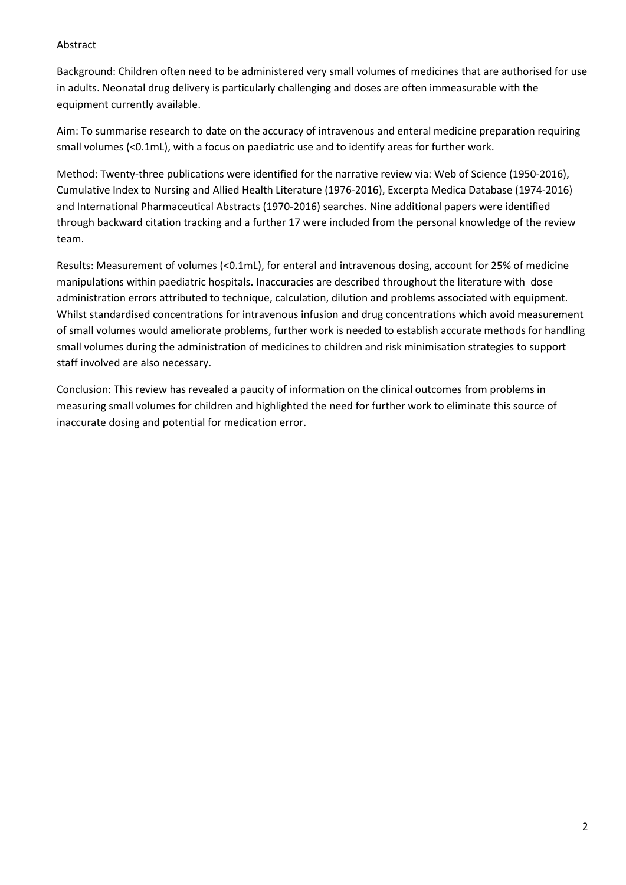## Abstract

Background: Children often need to be administered very small volumes of medicines that are authorised for use in adults. Neonatal drug delivery is particularly challenging and doses are often immeasurable with the equipment currently available.

Aim: To summarise research to date on the accuracy of intravenous and enteral medicine preparation requiring small volumes (<0.1mL), with a focus on paediatric use and to identify areas for further work.

Method: Twenty-three publications were identified for the narrative review via: Web of Science (1950-2016), Cumulative Index to Nursing and Allied Health Literature (1976-2016), Excerpta Medica Database (1974-2016) and International Pharmaceutical Abstracts (1970-2016) searches. Nine additional papers were identified through backward citation tracking and a further 17 were included from the personal knowledge of the review team.

Results: Measurement of volumes (<0.1mL), for enteral and intravenous dosing, account for 25% of medicine manipulations within paediatric hospitals. Inaccuracies are described throughout the literature with dose administration errors attributed to technique, calculation, dilution and problems associated with equipment. Whilst standardised concentrations for intravenous infusion and drug concentrations which avoid measurement of small volumes would ameliorate problems, further work is needed to establish accurate methods for handling small volumes during the administration of medicines to children and risk minimisation strategies to support staff involved are also necessary.

Conclusion: This review has revealed a paucity of information on the clinical outcomes from problems in measuring small volumes for children and highlighted the need for further work to eliminate this source of inaccurate dosing and potential for medication error.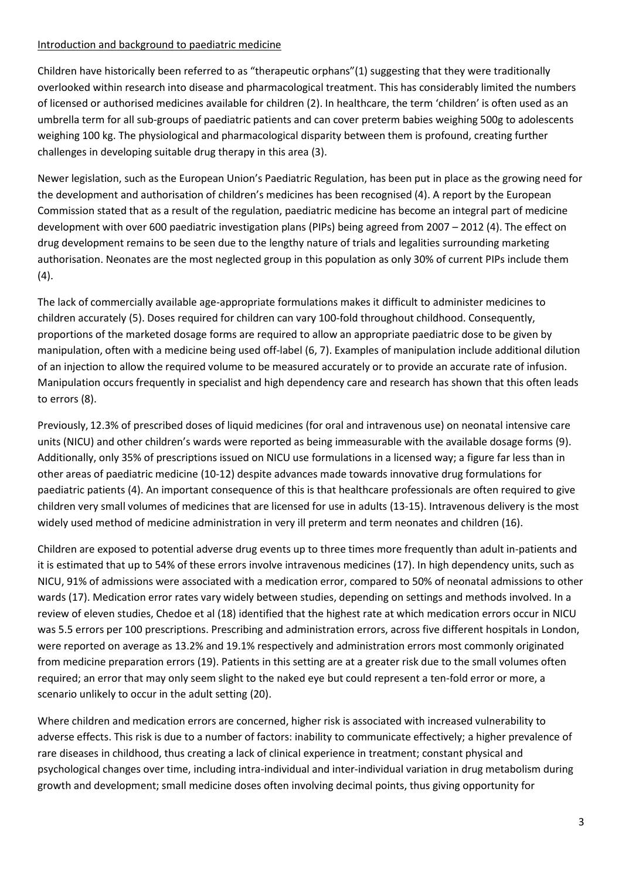Introduction and background to paediatric medicine

Children have historically been referred to as "therapeutic orphans"(1) suggesting that they were traditionally overlooked within research into disease and pharmacological treatment. This has considerably limited the numbers of licensed or authorised medicines available for children (2). In healthcare, the term 'children' is often used as an umbrella term for all sub-groups of paediatric patients and can cover preterm babies weighing 500g to adolescents weighing 100 kg. The physiological and pharmacological disparity between them is profound, creating further challenges in developing suitable drug therapy in this area (3).

Newer legislation, such as the European Union's Paediatric Regulation, has been put in place as the growing need for the development and authorisation of children's medicines has been recognised (4). A report by the European Commission stated that as a result of the regulation, paediatric medicine has become an integral part of medicine development with over 600 paediatric investigation plans (PIPs) being agreed from 2007 – 2012 (4). The effect on drug development remains to be seen due to the lengthy nature of trials and legalities surrounding marketing authorisation. Neonates are the most neglected group in this population as only 30% of current PIPs include them (4).

The lack of commercially available age-appropriate formulations makes it difficult to administer medicines to children accurately (5). Doses required for children can vary 100-fold throughout childhood. Consequently, proportions of the marketed dosage forms are required to allow an appropriate paediatric dose to be given by manipulation, often with a medicine being used off-label (6, 7). Examples of manipulation include additional dilution of an injection to allow the required volume to be measured accurately or to provide an accurate rate of infusion. Manipulation occurs frequently in specialist and high dependency care and research has shown that this often leads to errors (8).

Previously, 12.3% of prescribed doses of liquid medicines (for oral and intravenous use) on neonatal intensive care units (NICU) and other children's wards were reported as being immeasurable with the available dosage forms (9). Additionally, only 35% of prescriptions issued on NICU use formulations in a licensed way; a figure far less than in other areas of paediatric medicine (10-12) despite advances made towards innovative drug formulations for paediatric patients (4). An important consequence of this is that healthcare professionals are often required to give children very small volumes of medicines that are licensed for use in adults (13-15). Intravenous delivery is the most widely used method of medicine administration in very ill preterm and term neonates and children (16).

Children are exposed to potential adverse drug events up to three times more frequently than adult in-patients and it is estimated that up to 54% of these errors involve intravenous medicines (17). In high dependency units, such as NICU, 91% of admissions were associated with a medication error, compared to 50% of neonatal admissions to other wards (17). Medication error rates vary widely between studies, depending on settings and methods involved. In a review of eleven studies, Chedoe et al (18) identified that the highest rate at which medication errors occur in NICU was 5.5 errors per 100 prescriptions. Prescribing and administration errors, across five different hospitals in London, were reported on average as 13.2% and 19.1% respectively and administration errors most commonly originated from medicine preparation errors (19). Patients in this setting are at a greater risk due to the small volumes often required; an error that may only seem slight to the naked eye but could represent a ten-fold error or more, a scenario unlikely to occur in the adult setting (20).

Where children and medication errors are concerned, higher risk is associated with increased vulnerability to adverse effects. This risk is due to a number of factors: inability to communicate effectively; a higher prevalence of rare diseases in childhood, thus creating a lack of clinical experience in treatment; constant physical and psychological changes over time, including intra-individual and inter-individual variation in drug metabolism during growth and development; small medicine doses often involving decimal points, thus giving opportunity for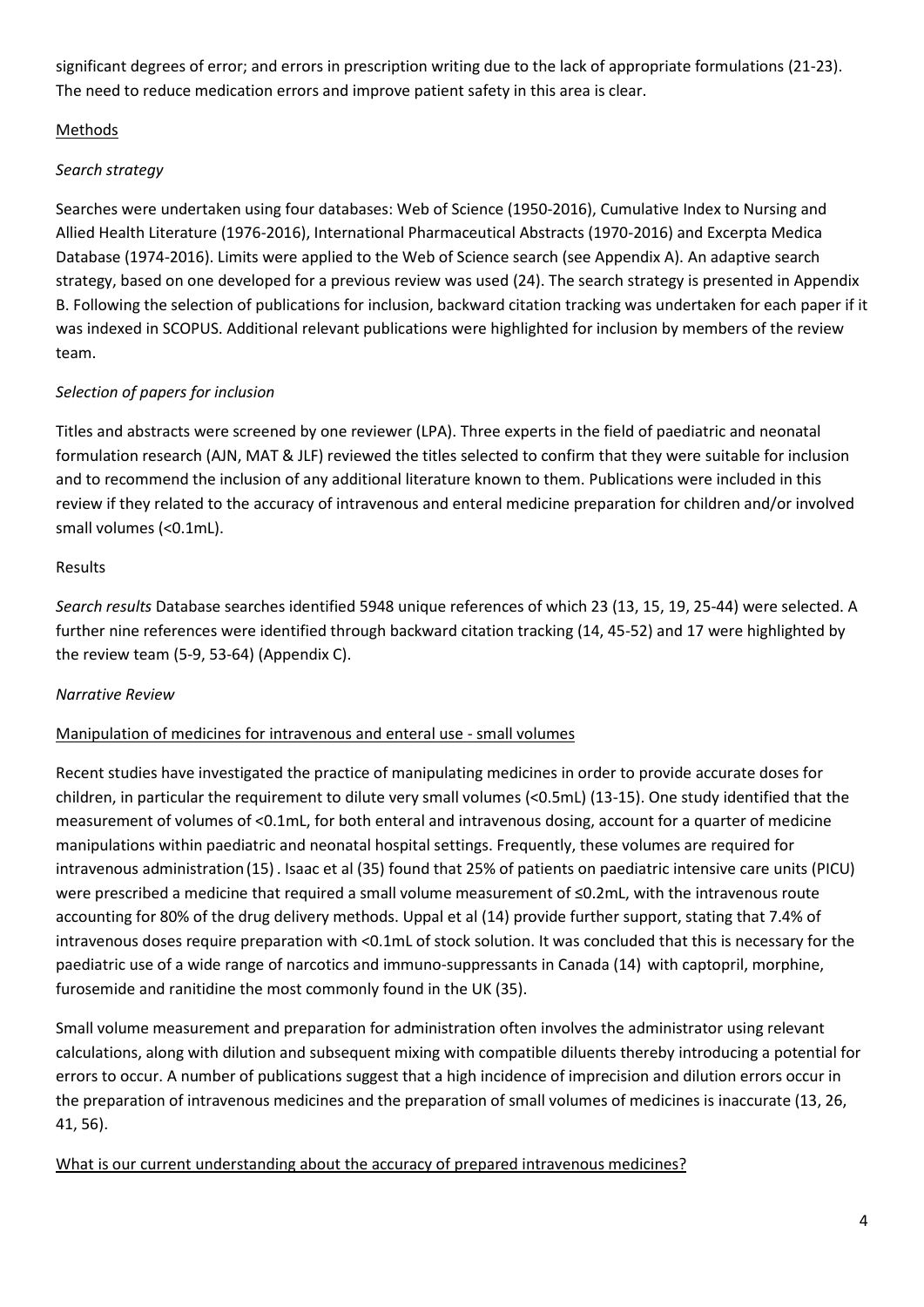significant degrees of error; and errors in prescription writing due to the lack of appropriate formulations (21-23). The need to reduce medication errors and improve patient safety in this area is clear.

## Methods

### *Search strategy*

Searches were undertaken using four databases: Web of Science (1950-2016), Cumulative Index to Nursing and Allied Health Literature (1976-2016), International Pharmaceutical Abstracts (1970-2016) and Excerpta Medica Database (1974-2016). Limits were applied to the Web of Science search (see Appendix A). An adaptive search strategy, based on one developed for a previous review was used (24). The search strategy is presented in Appendix B. Following the selection of publications for inclusion, backward citation tracking was undertaken for each paper if it was indexed in SCOPUS. Additional relevant publications were highlighted for inclusion by members of the review team.

### *Selection of papers for inclusion*

Titles and abstracts were screened by one reviewer (LPA). Three experts in the field of paediatric and neonatal formulation research (AJN, MAT & JLF) reviewed the titles selected to confirm that they were suitable for inclusion and to recommend the inclusion of any additional literature known to them. Publications were included in this review if they related to the accuracy of intravenous and enteral medicine preparation for children and/or involved small volumes (<0.1mL).

## Results

*Search results* Database searches identified 5948 unique references of which 23 (13, 15, 19, 25-44) were selected. A further nine references were identified through backward citation tracking (14, 45-52) and 17 were highlighted by the review team (5-9, 53-64) (Appendix C).

### *Narrative Review*

#### Manipulation of medicines for intravenous and enteral use - small volumes

Recent studies have investigated the practice of manipulating medicines in order to provide accurate doses for children, in particular the requirement to dilute very small volumes (<0.5mL) (13-15). One study identified that the measurement of volumes of <0.1mL, for both enteral and intravenous dosing, account for a quarter of medicine manipulations within paediatric and neonatal hospital settings. Frequently, these volumes are required for intravenous administration (15) . Isaac et al (35) found that 25% of patients on paediatric intensive care units (PICU) were prescribed a medicine that required a small volume measurement of ≤0.2mL, with the intravenous route accounting for 80% of the drug delivery methods. Uppal et al (14) provide further support, stating that 7.4% of intravenous doses require preparation with <0.1mL of stock solution. It was concluded that this is necessary for the paediatric use of a wide range of narcotics and immuno-suppressants in Canada (14) with captopril, morphine, furosemide and ranitidine the most commonly found in the UK (35).

Small volume measurement and preparation for administration often involves the administrator using relevant calculations, along with dilution and subsequent mixing with compatible diluents thereby introducing a potential for errors to occur. A number of publications suggest that a high incidence of imprecision and dilution errors occur in the preparation of intravenous medicines and the preparation of small volumes of medicines is inaccurate (13, 26, 41, 56).

#### What is our current understanding about the accuracy of prepared intravenous medicines?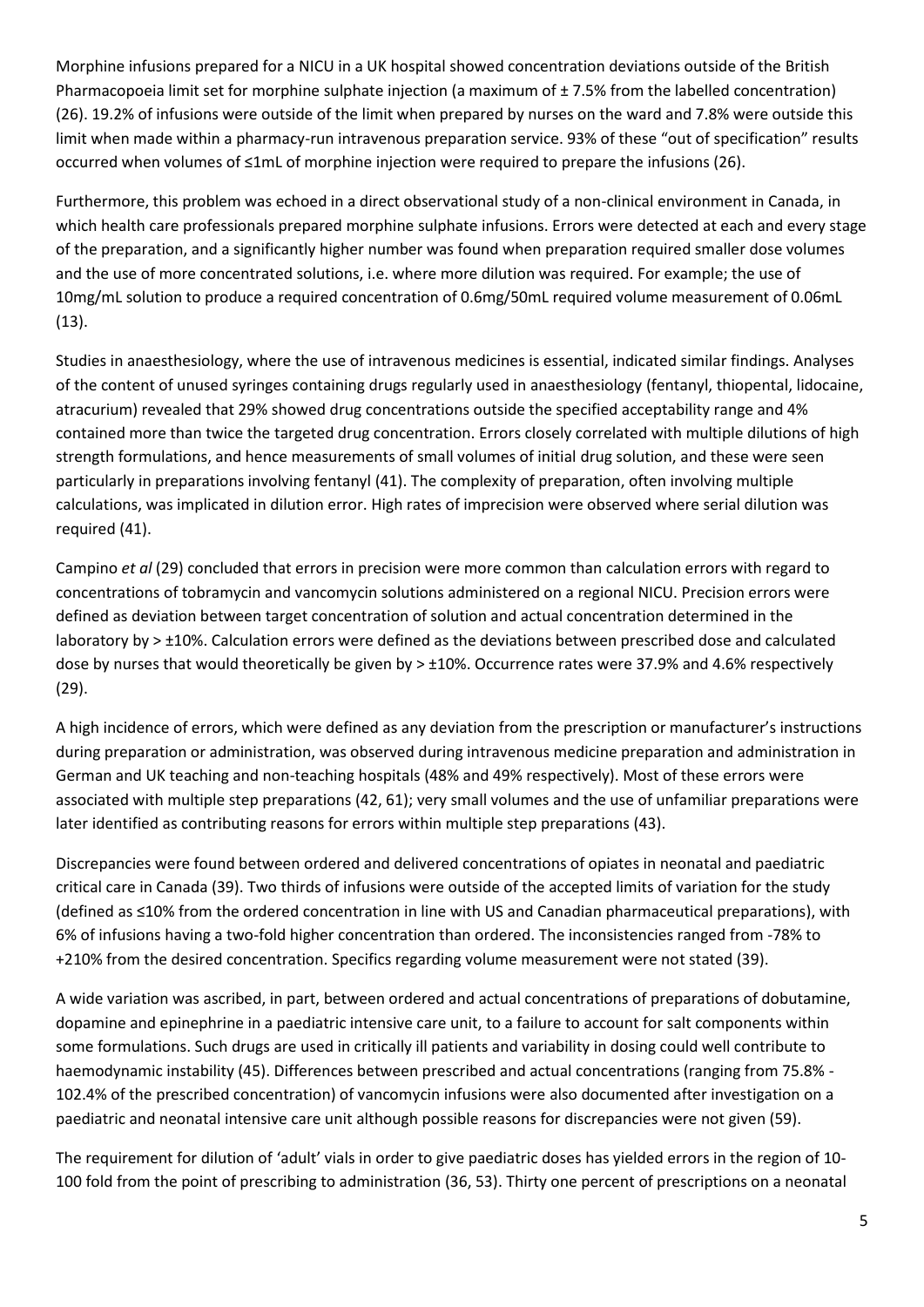Morphine infusions prepared for a NICU in a UK hospital showed concentration deviations outside of the British Pharmacopoeia limit set for morphine sulphate injection (a maximum of ± 7.5% from the labelled concentration) (26). 19.2% of infusions were outside of the limit when prepared by nurses on the ward and 7.8% were outside this limit when made within a pharmacy-run intravenous preparation service. 93% of these "out of specification" results occurred when volumes of ≤1mL of morphine injection were required to prepare the infusions (26).

Furthermore, this problem was echoed in a direct observational study of a non-clinical environment in Canada, in which health care professionals prepared morphine sulphate infusions. Errors were detected at each and every stage of the preparation, and a significantly higher number was found when preparation required smaller dose volumes and the use of more concentrated solutions, i.e. where more dilution was required. For example; the use of 10mg/mL solution to produce a required concentration of 0.6mg/50mL required volume measurement of 0.06mL (13).

Studies in anaesthesiology, where the use of intravenous medicines is essential, indicated similar findings. Analyses of the content of unused syringes containing drugs regularly used in anaesthesiology (fentanyl, thiopental, lidocaine, atracurium) revealed that 29% showed drug concentrations outside the specified acceptability range and 4% contained more than twice the targeted drug concentration. Errors closely correlated with multiple dilutions of high strength formulations, and hence measurements of small volumes of initial drug solution, and these were seen particularly in preparations involving fentanyl (41). The complexity of preparation, often involving multiple calculations, was implicated in dilution error. High rates of imprecision were observed where serial dilution was required (41).

Campino *et al* (29) concluded that errors in precision were more common than calculation errors with regard to concentrations of tobramycin and vancomycin solutions administered on a regional NICU. Precision errors were defined as deviation between target concentration of solution and actual concentration determined in the laboratory by > ±10%. Calculation errors were defined as the deviations between prescribed dose and calculated dose by nurses that would theoretically be given by > ±10%. Occurrence rates were 37.9% and 4.6% respectively (29).

A high incidence of errors, which were defined as any deviation from the prescription or manufacturer's instructions during preparation or administration, was observed during intravenous medicine preparation and administration in German and UK teaching and non-teaching hospitals (48% and 49% respectively). Most of these errors were associated with multiple step preparations (42, 61); very small volumes and the use of unfamiliar preparations were later identified as contributing reasons for errors within multiple step preparations (43).

Discrepancies were found between ordered and delivered concentrations of opiates in neonatal and paediatric critical care in Canada (39). Two thirds of infusions were outside of the accepted limits of variation for the study (defined as ≤10% from the ordered concentration in line with US and Canadian pharmaceutical preparations), with 6% of infusions having a two-fold higher concentration than ordered. The inconsistencies ranged from -78% to +210% from the desired concentration. Specifics regarding volume measurement were not stated (39).

A wide variation was ascribed, in part, between ordered and actual concentrations of preparations of dobutamine, dopamine and epinephrine in a paediatric intensive care unit, to a failure to account for salt components within some formulations. Such drugs are used in critically ill patients and variability in dosing could well contribute to haemodynamic instability (45). Differences between prescribed and actual concentrations (ranging from 75.8% - 102.4% of the prescribed concentration) of vancomycin infusions were also documented after investigation on a paediatric and neonatal intensive care unit although possible reasons for discrepancies were not given (59).

The requirement for dilution of 'adult' vials in order to give paediatric doses has yielded errors in the region of 10-100 fold from the point of prescribing to administration (36, 53). Thirty one percent of prescriptions on a neonatal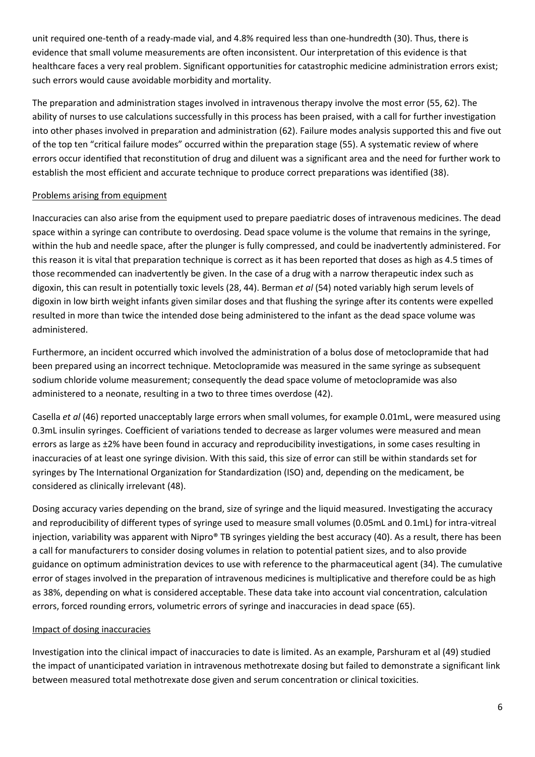unit required one-tenth of a ready-made vial, and 4.8% required less than one-hundredth (30). Thus, there is evidence that small volume measurements are often inconsistent. Our interpretation of this evidence is that healthcare faces a very real problem. Significant opportunities for catastrophic medicine administration errors exist; such errors would cause avoidable morbidity and mortality.

The preparation and administration stages involved in intravenous therapy involve the most error (55, 62). The ability of nurses to use calculations successfully in this process has been praised, with a call for further investigation into other phases involved in preparation and administration (62). Failure modes analysis supported this and five out of the top ten "critical failure modes" occurred within the preparation stage (55). A systematic review of where errors occur identified that reconstitution of drug and diluent was a significant area and the need for further work to establish the most efficient and accurate technique to produce correct preparations was identified (38).

<u>Problems arising from equipment</u>

Inaccuracies can also arise from the equipment used to prepare paediatric doses of intravenous medicines. The dead space within a syringe can contribute to overdosing. Dead space volume is the volume that remains in the syringe, within the hub and needle space, after the plunger is fully compressed, and could be inadvertently administered. For this reason it is vital that preparation technique is correct as it has been reported that doses as high as 4.5 times of those recommended can inadvertently be given. In the case of a drug with a narrow therapeutic index such as digoxin, this can result in potentially toxic levels (28, 44). Berman *et al* (54) noted variably high serum levels of digoxin in low birth weight infants given similar doses and that flushing the syringe after its contents were expelled resulted in more than twice the intended dose being administered to the infant as the dead space volume was administered.

Furthermore, an incident occurred which involved the administration of a bolus dose of metoclopramide that had been prepared using an incorrect technique. Metoclopramide was measured in the same syringe as subsequent sodium chloride volume measurement; consequently the dead space volume of metoclopramide was also administered to a neonate, resulting in a two to three times overdose (42).

Casella *et al* (46) reported unacceptably large errors when small volumes, for example 0.01mL, were measured using 0.3mL insulin syringes. Coefficient of variations tended to decrease as larger volumes were measured and mean errors as large as ±2% have been found in accuracy and reproducibility investigations, in some cases resulting in inaccuracies of at least one syringe division. With this said, this size of error can still be within standards set for syringes by The International Organization for Standardization (ISO) and, depending on the medicament, be considered as clinically irrelevant (48).

Dosing accuracy varies depending on the brand, size of syringe and the liquid measured. Investigating the accuracy and reproducibility of different types of syringe used to measure small volumes (0.05mL and 0.1mL) for intra-vitreal injection, variability was apparent with Nipro® TB syringes yielding the best accuracy (40). As a result, there has been a call for manufacturers to consider dosing volumes in relation to potential patient sizes, and to also provide guidance on optimum administration devices to use with reference to the pharmaceutical agent (34). The cumulative error of stages involved in the preparation of intravenous medicines is multiplicative and therefore could be as high as 38%, depending on what is considered acceptable. These data take into account vial concentration, calculation errors, forced rounding errors, volumetric errors of syringe and inaccuracies in dead space (65).

<u>Impact of dosing inaccuracies</u>

Investigation into the clinical impact of inaccuracies to date is limited. As an example, Parshuram et al (49) studied the impact of unanticipated variation in intravenous methotrexate dosing but failed to demonstrate a significant link between measured total methotrexate dose given and serum concentration or clinical toxicities.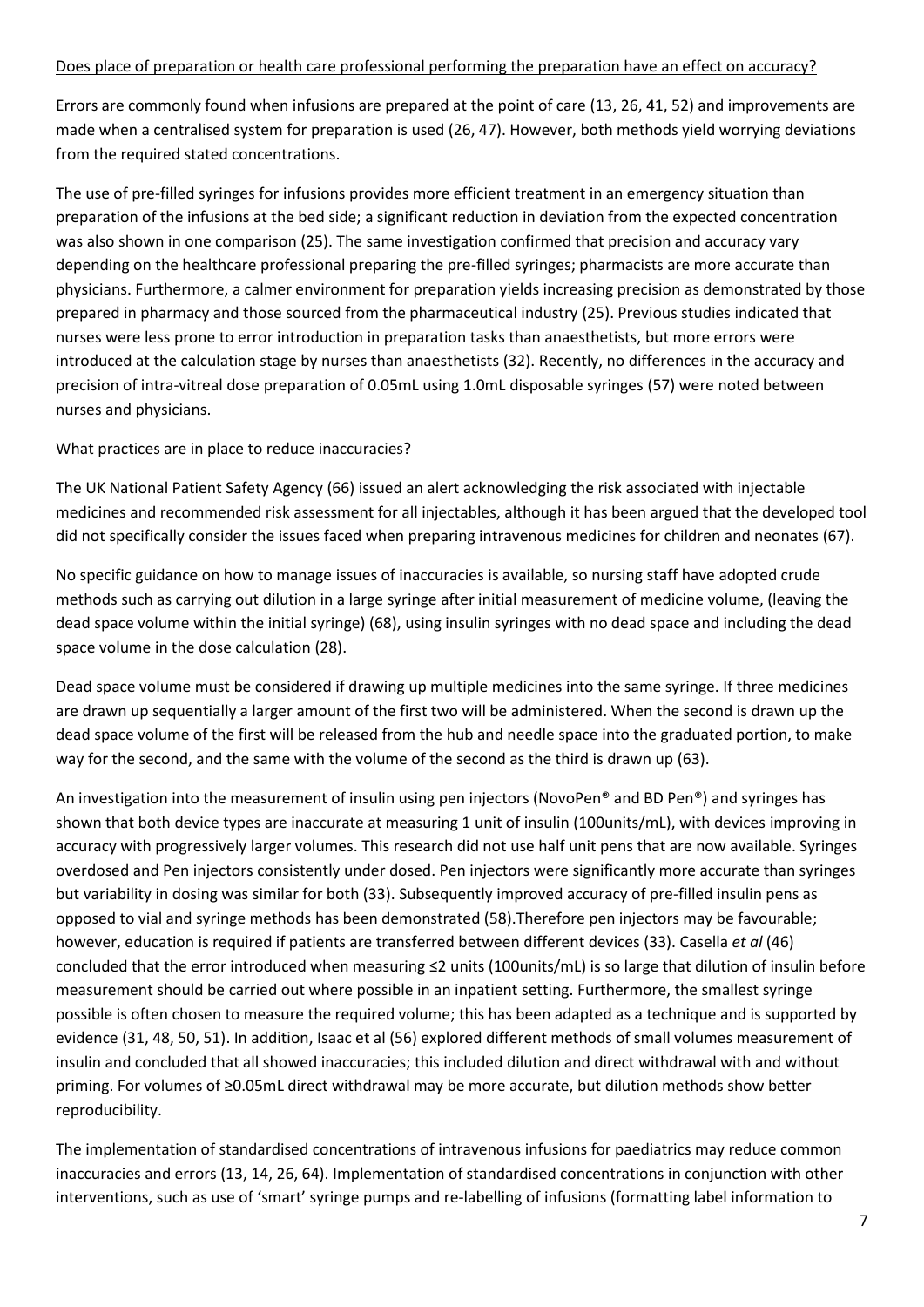Does place of preparation or health care professional performing the preparation have an effect on accuracy?

Errors are commonly found when infusions are prepared at the point of care (13, 26, 41, 52) and improvements are made when a centralised system for preparation is used (26, 47). However, both methods yield worrying deviations from the required stated concentrations.

The use of pre-filled syringes for infusions provides more efficient treatment in an emergency situation than preparation of the infusions at the bed side; a significant reduction in deviation from the expected concentration was also shown in one comparison (25). The same investigation confirmed that precision and accuracy vary depending on the healthcare professional preparing the pre-filled syringes; pharmacists are more accurate than physicians. Furthermore, a calmer environment for preparation yields increasing precision as demonstrated by those prepared in pharmacy and those sourced from the pharmaceutical industry (25). Previous studies indicated that nurses were less prone to error introduction in preparation tasks than anaesthetists, but more errors were introduced at the calculation stage by nurses than anaesthetists (32). Recently, no differences in the accuracy and precision of intra-vitreal dose preparation of 0.05mL using 1.0mL disposable syringes (57) were noted between nurses and physicians.

What practices are in place to reduce inaccuracies?

The UK National Patient Safety Agency (66) issued an alert acknowledging the risk associated with injectable medicines and recommended risk assessment for all injectables, although it has been argued that the developed tool did not specifically consider the issues faced when preparing intravenous medicines for children and neonates (67).

No specific guidance on how to manage issues of inaccuracies is available, so nursing staff have adopted crude methods such as carrying out dilution in a large syringe after initial measurement of medicine volume, (leaving the dead space volume within the initial syringe) (68), using insulin syringes with no dead space and including the dead space volume in the dose calculation (28).

Dead space volume must be considered if drawing up multiple medicines into the same syringe. If three medicines are drawn up sequentially a larger amount of the first two will be administered. When the second is drawn up the dead space volume of the first will be released from the hub and needle space into the graduated portion, to make way for the second, and the same with the volume of the second as the third is drawn up (63).

An investigation into the measurement of insulin using pen injectors (NovoPen® and BD Pen®) and syringes has shown that both device types are inaccurate at measuring 1 unit of insulin (100units/mL), with devices improving in accuracy with progressively larger volumes. This research did not use half unit pens that are now available. Syringes overdosed and Pen injectors consistently under dosed. Pen injectors were significantly more accurate than syringes but variability in dosing was similar for both (33). Subsequently improved accuracy of pre-filled insulin pens as opposed to vial and syringe methods has been demonstrated (58).Therefore pen injectors may be favourable; however, education is required if patients are transferred between different devices (33). Casella *et al* (46) concluded that the error introduced when measuring ≤2 units (100units/mL) is so large that dilution of insulin before measurement should be carried out where possible in an inpatient setting. Furthermore, the smallest syringe possible is often chosen to measure the required volume; this has been adapted as a technique and is supported by evidence (31, 48, 50, 51). In addition, Isaac et al (56) explored different methods of small volumes measurement of insulin and concluded that all showed inaccuracies; this included dilution and direct withdrawal with and without priming. For volumes of ≥0.05mL direct withdrawal may be more accurate, but dilution methods show better reproducibility.

The implementation of standardised concentrations of intravenous infusions for paediatrics may reduce common inaccuracies and errors (13, 14, 26, 64). Implementation of standardised concentrations in conjunction with other interventions, such as use of 'smart' syringe pumps and re-labelling of infusions (formatting label information to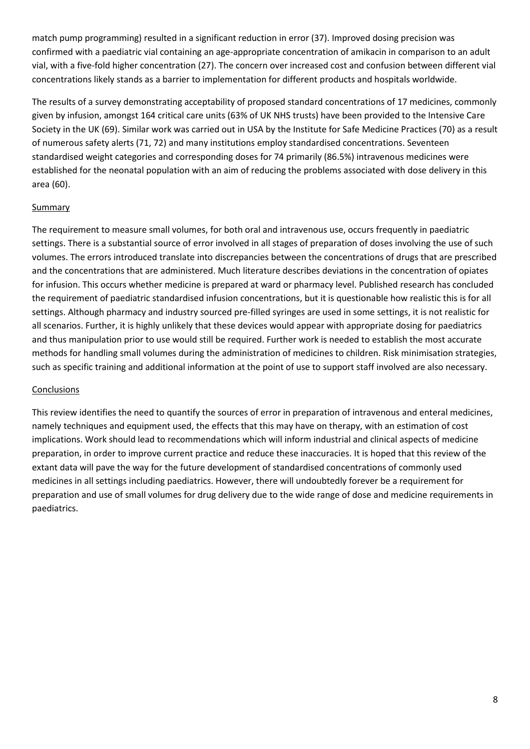match pump programming) resulted in a significant reduction in error (37). Improved dosing precision was confirmed with a paediatric vial containing an age-appropriate concentration of amikacin in comparison to an adult vial, with a five-fold higher concentration (27). The concern over increased cost and confusion between different vial concentrations likely stands as a barrier to implementation for different products and hospitals worldwide.

The results of a survey demonstrating acceptability of proposed standard concentrations of 17 medicines, commonly given by infusion, amongst 164 critical care units (63% of UK NHS trusts) have been provided to the Intensive Care Society in the UK (69). Similar work was carried out in USA by the Institute for Safe Medicine Practices (70) as a result of numerous safety alerts (71, 72) and many institutions employ standardised concentrations. Seventeen standardised weight categories and corresponding doses for 74 primarily (86.5%) intravenous medicines were established for the neonatal population with an aim of reducing the problems associated with dose delivery in this area (60).

## Summary

The requirement to measure small volumes, for both oral and intravenous use, occurs frequently in paediatric settings. There is a substantial source of error involved in all stages of preparation of doses involving the use of such volumes. The errors introduced translate into discrepancies between the concentrations of drugs that are prescribed and the concentrations that are administered. Much literature describes deviations in the concentration of opiates for infusion. This occurs whether medicine is prepared at ward or pharmacy level. Published research has concluded the requirement of paediatric standardised infusion concentrations, but it is questionable how realistic this is for all settings. Although pharmacy and industry sourced pre-filled syringes are used in some settings, it is not realistic for all scenarios. Further, it is highly unlikely that these devices would appear with appropriate dosing for paediatrics and thus manipulation prior to use would still be required. Further work is needed to establish the most accurate methods for handling small volumes during the administration of medicines to children. Risk minimisation strategies, such as specific training and additional information at the point of use to support staff involved are also necessary.

## Conclusions

This review identifies the need to quantify the sources of error in preparation of intravenous and enteral medicines, namely techniques and equipment used, the effects that this may have on therapy, with an estimation of cost implications. Work should lead to recommendations which will inform industrial and clinical aspects of medicine preparation, in order to improve current practice and reduce these inaccuracies. It is hoped that this review of the extant data will pave the way for the future development of standardised concentrations of commonly used medicines in all settings including paediatrics. However, there will undoubtedly forever be a requirement for preparation and use of small volumes for drug delivery due to the wide range of dose and medicine requirements in paediatrics.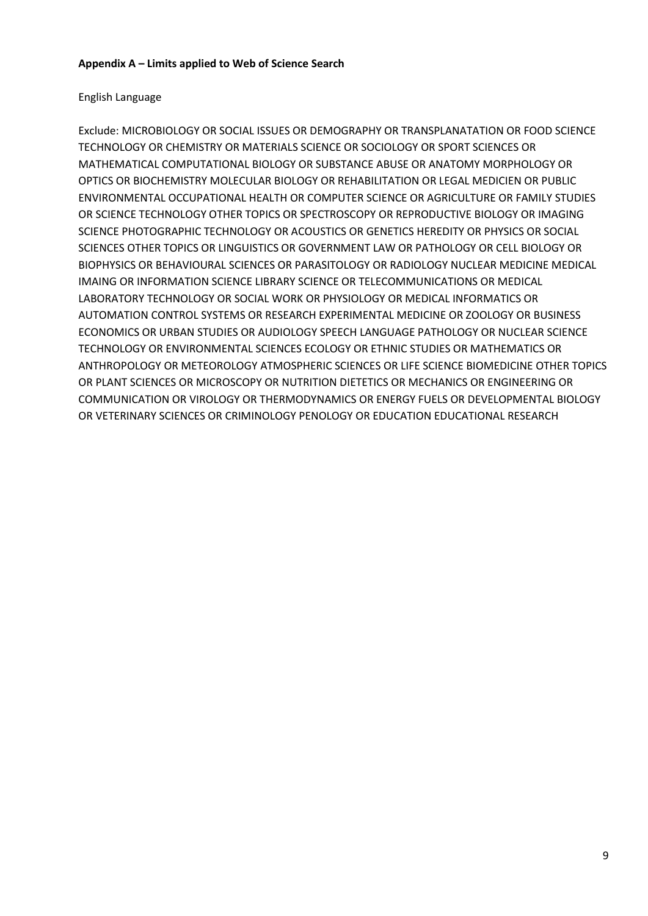**Appendix A – Limits applied to Web of Science Search**

English Language

Exclude: MICROBIOLOGY OR SOCIAL ISSUES OR DEMOGRAPHY OR TRANSPLANATATION OR FOOD SCIENCE TECHNOLOGY OR CHEMISTRY OR MATERIALS SCIENCE OR SOCIOLOGY OR SPORT SCIENCES OR MATHEMATICAL COMPUTATIONAL BIOLOGY OR SUBSTANCE ABUSE OR ANATOMY MORPHOLOGY OR OPTICS OR BIOCHEMISTRY MOLECULAR BIOLOGY OR REHABILITATION OR LEGAL MEDICIEN OR PUBLIC ENVIRONMENTAL OCCUPATIONAL HEALTH OR COMPUTER SCIENCE OR AGRICULTURE OR FAMILY STUDIES OR SCIENCE TECHNOLOGY OTHER TOPICS OR SPECTROSCOPY OR REPRODUCTIVE BIOLOGY OR IMAGING SCIENCE PHOTOGRAPHIC TECHNOLOGY OR ACOUSTICS OR GENETICS HEREDITY OR PHYSICS OR SOCIAL SCIENCES OTHER TOPICS OR LINGUISTICS OR GOVERNMENT LAW OR PATHOLOGY OR CELL BIOLOGY OR BIOPHYSICS OR BEHAVIOURAL SCIENCES OR PARASITOLOGY OR RADIOLOGY NUCLEAR MEDICINE MEDICAL IMAING OR INFORMATION SCIENCE LIBRARY SCIENCE OR TELECOMMUNICATIONS OR MEDICAL LABORATORY TECHNOLOGY OR SOCIAL WORK OR PHYSIOLOGY OR MEDICAL INFORMATICS OR AUTOMATION CONTROL SYSTEMS OR RESEARCH EXPERIMENTAL MEDICINE OR ZOOLOGY OR BUSINESS ECONOMICS OR URBAN STUDIES OR AUDIOLOGY SPEECH LANGUAGE PATHOLOGY OR NUCLEAR SCIENCE TECHNOLOGY OR ENVIRONMENTAL SCIENCES ECOLOGY OR ETHNIC STUDIES OR MATHEMATICS OR ANTHROPOLOGY OR METEOROLOGY ATMOSPHERIC SCIENCES OR LIFE SCIENCE BIOMEDICINE OTHER TOPICS OR PLANT SCIENCES OR MICROSCOPY OR NUTRITION DIETETICS OR MECHANICS OR ENGINEERING OR COMMUNICATION OR VIROLOGY OR THERMODYNAMICS OR ENERGY FUELS OR DEVELOPMENTAL BIOLOGY OR VETERINARY SCIENCES OR CRIMINOLOGY PENOLOGY OR EDUCATION EDUCATIONAL RESEARCH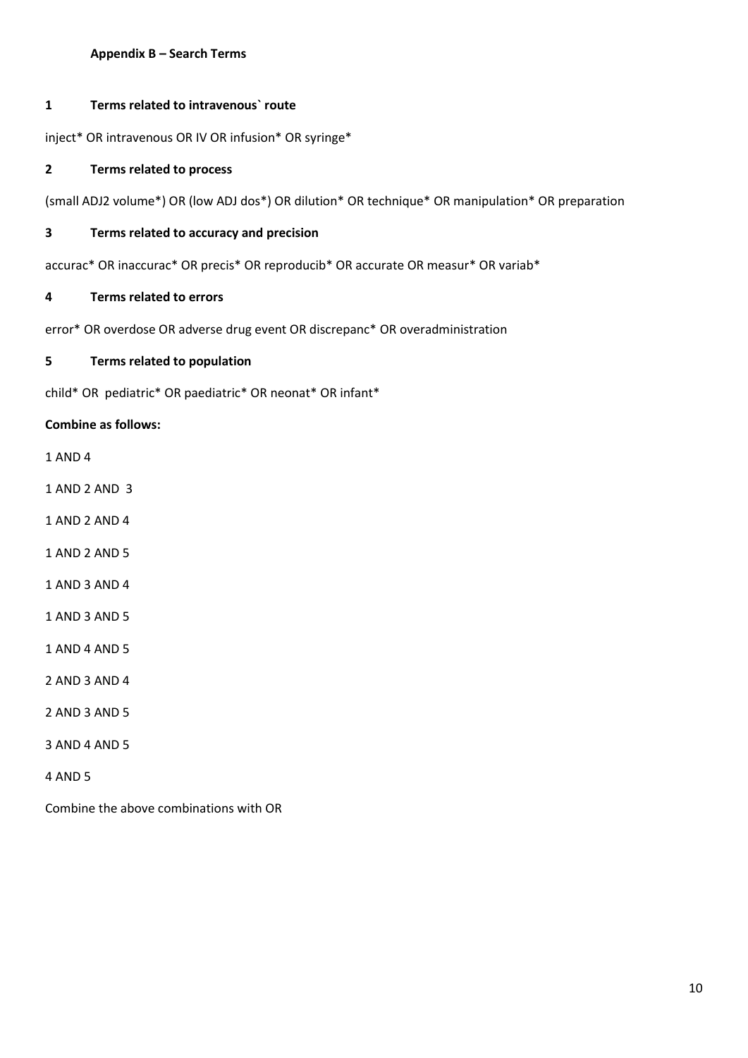**Appendix B – Search Terms**

**1 Terms related to intravenous` route**

inject* OR intravenous OR IV OR infusion* OR syringe*

**2 Terms related to process**

(small ADJ2 volume*) OR (low ADJ dos*) OR dilution* OR technique* OR manipulation* OR preparation

**3 Terms related to accuracy and precision**

accurac* OR inaccurac* OR precis* OR reproducib* OR accurate OR measur* OR variab*

**4 Terms related to errors**

error* OR overdose OR adverse drug event OR discrepanc* OR overadministration

**5 Terms related to population**

child* OR pediatric* OR paediatric* OR neonat* OR infant*

**Combine as follows:**

1 AND 4

1 AND 2 AND 3

1 AND 2 AND 4

1 AND 2 AND 5

1 AND 3 AND 4

1 AND 3 AND 5

1 AND 4 AND 5

2 AND 3 AND 4

2 AND 3 AND 5

3 AND 4 AND 5

4 AND 5

Combine the above combinations with OR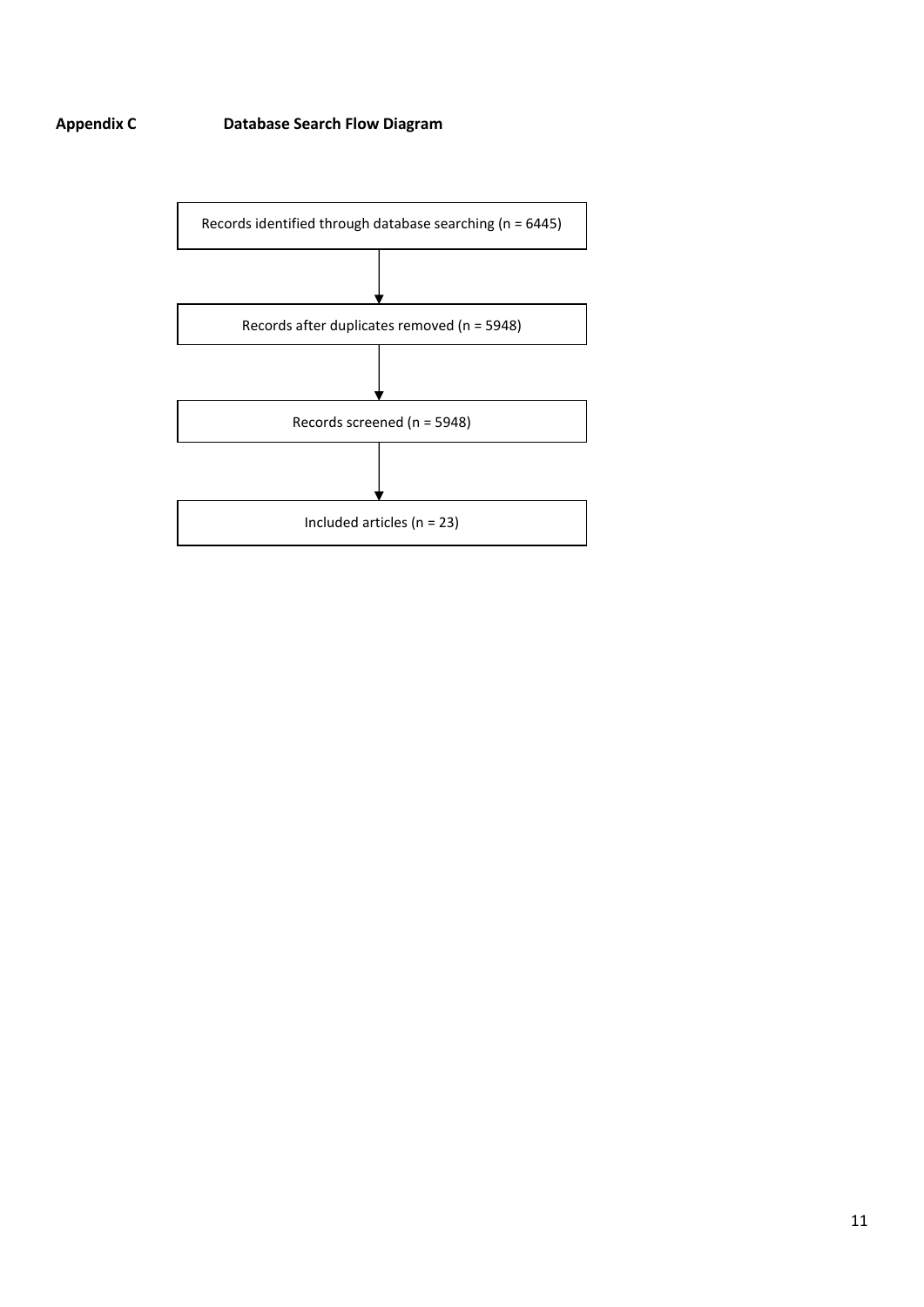**Appendix C** **Database Search Flow Diagram**

Records identified through database searching (n = 6445)

↓

Records after duplicates removed (n = 5948)

↓

Records screened (n = 5948)

↓

Included articles (n = 23)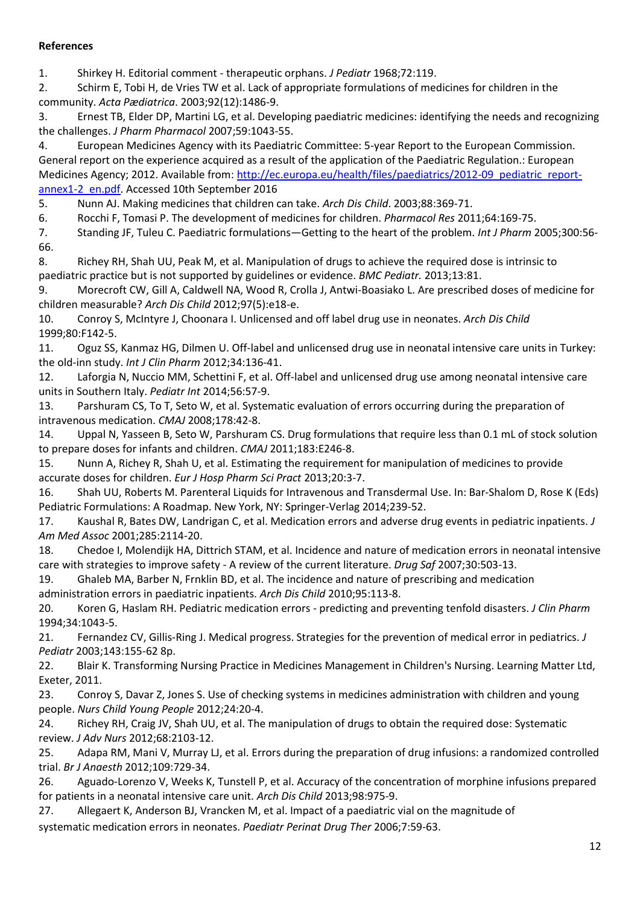**References**

1. Shirkey H. Editorial comment - therapeutic orphans. *J Pediatr* 1968;72:119.
2. Schirm E, Tobi H, de Vries TW et al. Lack of appropriate formulations of medicines for children in the community. *Acta Pædiatrica*. 2003;92(12):1486-9.
3. Ernest TB, Elder DP, Martini LG, et al. Developing paediatric medicines: identifying the needs and recognizing the challenges. *J Pharm Pharmacol* 2007;59:1043-55.
4. European Medicines Agency with its Paediatric Committee: 5-year Report to the European Commission. General report on the experience acquired as a result of the application of the Paediatric Regulation.: European Medicines Agency; 2012. Available from: [http://ec.europa.eu/health/files/paediatrics/2012-09_pediatric_report-annex1-2_en.pdf](http://ec.europa.eu/health/files/paediatrics/2012-09_pediatric_report-annex1-2_en.pdf). Accessed 10th September 2016
5. Nunn AJ. Making medicines that children can take. *Arch Dis Child*. 2003;88:369-71.
6. Rocchi F, Tomasi P. The development of medicines for children. *Pharmacol Res* 2011;64:169-75.
7. Standing JF, Tuleu C. Paediatric formulations—Getting to the heart of the problem. *Int J Pharm* 2005;300:56-66.
8. Richey RH, Shah UU, Peak M, et al. Manipulation of drugs to achieve the required dose is intrinsic to paediatric practice but is not supported by guidelines or evidence. *BMC Pediatr.* 2013;13:81.
9. Morecroft CW, Gill A, Caldwell NA, Wood R, Crolla J, Antwi-Boasiako L. Are prescribed doses of medicine for children measurable? *Arch Dis Child* 2012;97(5):e18-e.
10. Conroy S, McIntyre J, Choonara I. Unlicensed and off label drug use in neonates. *Arch Dis Child* 1999;80:F142-5.
11. Oguz SS, Kanmaz HG, Dilmen U. Off-label and unlicensed drug use in neonatal intensive care units in Turkey: the old-inn study. *Int J Clin Pharm* 2012;34:136-41.
12. Laforgia N, Nuccio MM, Schettini F, et al. Off-label and unlicensed drug use among neonatal intensive care units in Southern Italy. *Pediatr Int* 2014;56:57-9.
13. Parshuram CS, To T, Seto W, et al. Systematic evaluation of errors occurring during the preparation of intravenous medication. *CMAJ* 2008;178:42-8.
14. Uppal N, Yasseen B, Seto W, Parshuram CS. Drug formulations that require less than 0.1 mL of stock solution to prepare doses for infants and children. *CMAJ* 2011;183:E246-8.
15. Nunn A, Richey R, Shah U, et al. Estimating the requirement for manipulation of medicines to provide accurate doses for children. *Eur J Hosp Pharm Sci Pract* 2013;20:3-7.
16. Shah UU, Roberts M. Parenteral Liquids for Intravenous and Transdermal Use. In: Bar-Shalom D, Rose K (Eds) Pediatric Formulations: A Roadmap. New York, NY: Springer-Verlag 2014;239-52.
17. Kaushal R, Bates DW, Landrigan C, et al. Medication errors and adverse drug events in pediatric inpatients. *J Am Med Assoc* 2001;285:2114-20.
18. Chedoe I, Molendijk HA, Dittrich STAM, et al. Incidence and nature of medication errors in neonatal intensive care with strategies to improve safety - A review of the current literature. *Drug Saf* 2007;30:503-13.
19. Ghaleb MA, Barber N, Frnklin BD, et al. The incidence and nature of prescribing and medication administration errors in paediatric inpatients. *Arch Dis Child* 2010;95:113-8.
20. Koren G, Haslam RH. Pediatric medication errors - predicting and preventing tenfold disasters. *J Clin Pharm* 1994;34:1043-5.
21. Fernandez CV, Gillis-Ring J. Medical progress. Strategies for the prevention of medical error in pediatrics. *J Pediatr* 2003;143:155-62 8p.
22. Blair K. Transforming Nursing Practice in Medicines Management in Children's Nursing. Learning Matter Ltd, Exeter, 2011.
23. Conroy S, Davar Z, Jones S. Use of checking systems in medicines administration with children and young people. *Nurs Child Young People* 2012;24:20-4.
24. Richey RH, Craig JV, Shah UU, et al. The manipulation of drugs to obtain the required dose: Systematic review. *J Adv Nurs* 2012;68:2103-12.
25. Adapa RM, Mani V, Murray LJ, et al. Errors during the preparation of drug infusions: a randomized controlled trial. *Br J Anaesth* 2012;109:729-34.
26. Aguado-Lorenzo V, Weeks K, Tunstell P, et al. Accuracy of the concentration of morphine infusions prepared for patients in a neonatal intensive care unit. *Arch Dis Child* 2013;98:975-9.
27. Allegaert K, Anderson BJ, Vrancken M, et al. Impact of a paediatric vial on the magnitude of systematic medication errors in neonates. *Paediatr Perinat Drug Ther* 2006;7:59-63.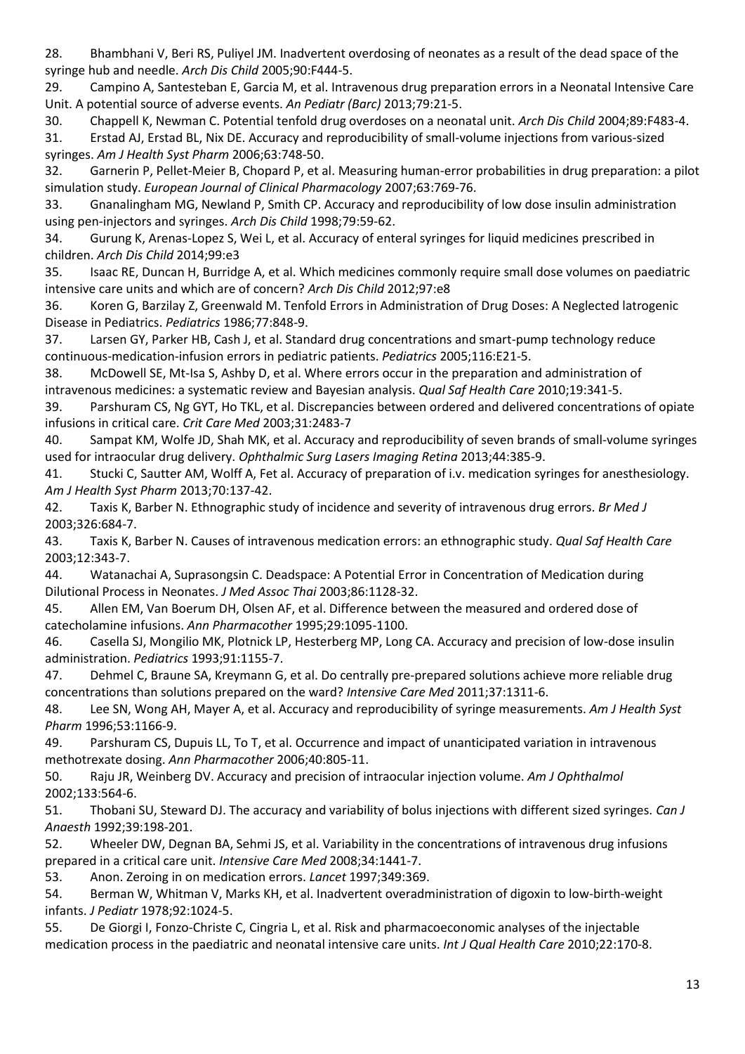28. Bhambhani V, Beri RS, Puliyel JM. Inadvertent overdosing of neonates as a result of the dead space of the syringe hub and needle. *Arch Dis Child* 2005;90:F444-5.

29. Campino A, Santesteban E, Garcia M, et al. Intravenous drug preparation errors in a Neonatal Intensive Care Unit. A potential source of adverse events. *An Pediatr (Barc)* 2013;79:21-5.

30. Chappell K, Newman C. Potential tenfold drug overdoses on a neonatal unit. *Arch Dis Child* 2004;89:F483-4.

31. Erstad AJ, Erstad BL, Nix DE. Accuracy and reproducibility of small-volume injections from various-sized syringes. *Am J Health Syst Pharm* 2006;63:748-50.

32. Garnerin P, Pellet-Meier B, Chopard P, et al. Measuring human-error probabilities in drug preparation: a pilot simulation study. *European Journal of Clinical Pharmacology* 2007;63:769-76.

33. Gnanalingham MG, Newland P, Smith CP. Accuracy and reproducibility of low dose insulin administration using pen-injectors and syringes. *Arch Dis Child* 1998;79:59-62.

34. Gurung K, Arenas-Lopez S, Wei L, et al. Accuracy of enteral syringes for liquid medicines prescribed in children. *Arch Dis Child* 2014;99:e3

35. Isaac RE, Duncan H, Burridge A, et al. Which medicines commonly require small dose volumes on paediatric intensive care units and which are of concern? *Arch Dis Child* 2012;97:e8

36. Koren G, Barzilay Z, Greenwald M. Tenfold Errors in Administration of Drug Doses: A Neglected Iatrogenic Disease in Pediatrics. *Pediatrics* 1986;77:848-9.

37. Larsen GY, Parker HB, Cash J, et al. Standard drug concentrations and smart-pump technology reduce continuous-medication-infusion errors in pediatric patients. *Pediatrics* 2005;116:E21-5.

38. McDowell SE, Mt-Isa S, Ashby D, et al. Where errors occur in the preparation and administration of intravenous medicines: a systematic review and Bayesian analysis. *Qual Saf Health Care* 2010;19:341-5.

39. Parshuram CS, Ng GYT, Ho TKL, et al. Discrepancies between ordered and delivered concentrations of opiate infusions in critical care. *Crit Care Med* 2003;31:2483-7

40. Sampat KM, Wolfe JD, Shah MK, et al. Accuracy and reproducibility of seven brands of small-volume syringes used for intraocular drug delivery. *Ophthalmic Surg Lasers Imaging Retina* 2013;44:385-9.

41. Stucki C, Sautter AM, Wolff A, Fet al. Accuracy of preparation of i.v. medication syringes for anesthesiology. *Am J Health Syst Pharm* 2013;70:137-42.

42. Taxis K, Barber N. Ethnographic study of incidence and severity of intravenous drug errors. *Br Med J* 2003;326:684-7.

43. Taxis K, Barber N. Causes of intravenous medication errors: an ethnographic study. *Qual Saf Health Care* 2003;12:343-7.

44. Watanachai A, Suprasongsin C. Deadspace: A Potential Error in Concentration of Medication during Dilutional Process in Neonates. *J Med Assoc Thai* 2003;86:1128-32.

45. Allen EM, Van Boerum DH, Olsen AF, et al. Difference between the measured and ordered dose of catecholamine infusions. *Ann Pharmacother* 1995;29:1095-1100.

46. Casella SJ, Mongilio MK, Plotnick LP, Hesterberg MP, Long CA. Accuracy and precision of low-dose insulin administration. *Pediatrics* 1993;91:1155-7.

47. Dehmel C, Braune SA, Kreymann G, et al. Do centrally pre-prepared solutions achieve more reliable drug concentrations than solutions prepared on the ward? *Intensive Care Med* 2011;37:1311-6.

48. Lee SN, Wong AH, Mayer A, et al. Accuracy and reproducibility of syringe measurements. *Am J Health Syst Pharm* 1996;53:1166-9.

49. Parshuram CS, Dupuis LL, To T, et al. Occurrence and impact of unanticipated variation in intravenous methotrexate dosing. *Ann Pharmacother* 2006;40:805-11.

50. Raju JR, Weinberg DV. Accuracy and precision of intraocular injection volume. *Am J Ophthalmol* 2002;133:564-6.

51. Thobani SU, Steward DJ. The accuracy and variability of bolus injections with different sized syringes. *Can J Anaesth* 1992;39:198-201.

52. Wheeler DW, Degnan BA, Sehmi JS, et al. Variability in the concentrations of intravenous drug infusions prepared in a critical care unit. *Intensive Care Med* 2008;34:1441-7.

53. Anon. Zeroing in on medication errors. *Lancet* 1997;349:369.

54. Berman W, Whitman V, Marks KH, et al. Inadvertent overadministration of digoxin to low-birth-weight infants. *J Pediatr* 1978;92:1024-5.

55. De Giorgi I, Fonzo-Christe C, Cingria L, et al. Risk and pharmacoeconomic analyses of the injectable medication process in the paediatric and neonatal intensive care units. *Int J Qual Health Care* 2010;22:170-8.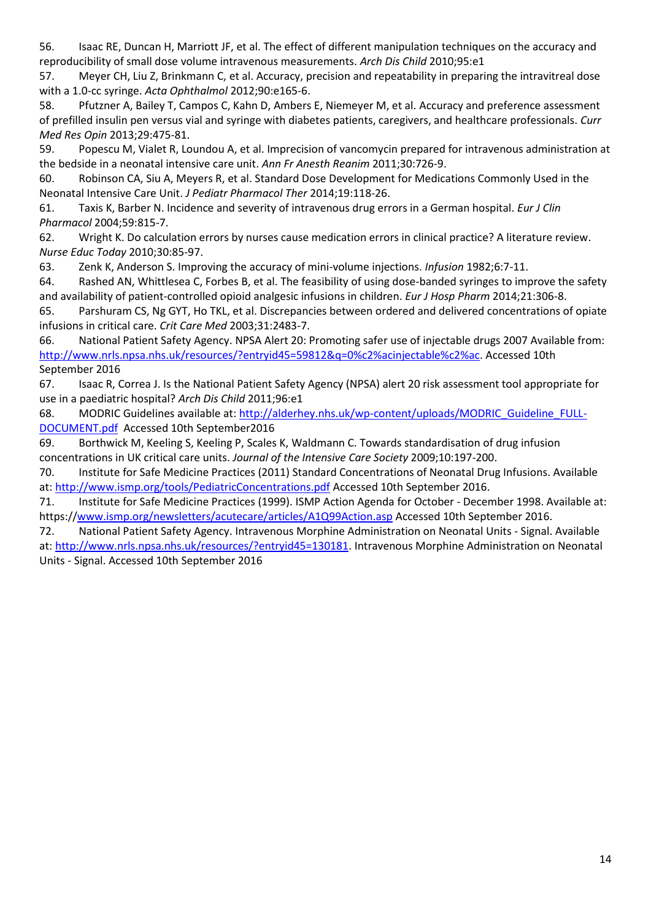56. Isaac RE, Duncan H, Marriott JF, et al. The effect of different manipulation techniques on the accuracy and reproducibility of small dose volume intravenous measurements. *Arch Dis Child* 2010;95:e1

57. Meyer CH, Liu Z, Brinkmann C, et al. Accuracy, precision and repeatability in preparing the intravitreal dose with a 1.0-cc syringe. *Acta Ophthalmol* 2012;90:e165-6.

58. Pfutzner A, Bailey T, Campos C, Kahn D, Ambers E, Niemeyer M, et al. Accuracy and preference assessment of prefilled insulin pen versus vial and syringe with diabetes patients, caregivers, and healthcare professionals. *Curr Med Res Opin* 2013;29:475-81.

59. Popescu M, Vialet R, Loundou A, et al. Imprecision of vancomycin prepared for intravenous administration at the bedside in a neonatal intensive care unit. *Ann Fr Anesth Reanim* 2011;30:726-9.

60. Robinson CA, Siu A, Meyers R, et al. Standard Dose Development for Medications Commonly Used in the Neonatal Intensive Care Unit. *J Pediatr Pharmacol Ther* 2014;19:118-26.

61. Taxis K, Barber N. Incidence and severity of intravenous drug errors in a German hospital. *Eur J Clin Pharmacol* 2004;59:815-7.

62. Wright K. Do calculation errors by nurses cause medication errors in clinical practice? A literature review. *Nurse Educ Today* 2010;30:85-97.

63. Zenk K, Anderson S. Improving the accuracy of mini-volume injections. *Infusion* 1982;6:7-11.

64. Rashed AN, Whittlesea C, Forbes B, et al. The feasibility of using dose-banded syringes to improve the safety and availability of patient-controlled opioid analgesic infusions in children. *Eur J Hosp Pharm* 2014;21:306-8.

65. Parshuram CS, Ng GYT, Ho TKL, et al. Discrepancies between ordered and delivered concentrations of opiate infusions in critical care. *Crit Care Med* 2003;31:2483-7.

66. National Patient Safety Agency. NPSA Alert 20: Promoting safer use of injectable drugs 2007 Available from: http://www.nrls.npsa.nhs.uk/resources/?entryid45=59812&q=0%c2%acinjectable%c2%ac. Accessed 10th September 2016

67. Isaac R, Correa J. Is the National Patient Safety Agency (NPSA) alert 20 risk assessment tool appropriate for use in a paediatric hospital? *Arch Dis Child* 2011;96:e1

68. MODRIC Guidelines available at: http://alderhey.nhs.uk/wp-content/uploads/MODRIC_Guideline_FULL-DOCUMENT.pdf Accessed 10th September2016

69. Borthwick M, Keeling S, Keeling P, Scales K, Waldmann C. Towards standardisation of drug infusion concentrations in UK critical care units. *Journal of the Intensive Care Society* 2009;10:197-200.

70. Institute for Safe Medicine Practices (2011) Standard Concentrations of Neonatal Drug Infusions. Available at: http://www.ismp.org/tools/PediatricConcentrations.pdf Accessed 10th September 2016.

71. Institute for Safe Medicine Practices (1999). ISMP Action Agenda for October - December 1998. Available at: https://www.ismp.org/newsletters/acutecare/articles/A1Q99Action.asp Accessed 10th September 2016.

72. National Patient Safety Agency. Intravenous Morphine Administration on Neonatal Units - Signal. Available at: http://www.nrls.npsa.nhs.uk/resources/?entryid45=130181. Intravenous Morphine Administration on Neonatal Units - Signal. Accessed 10th September 2016